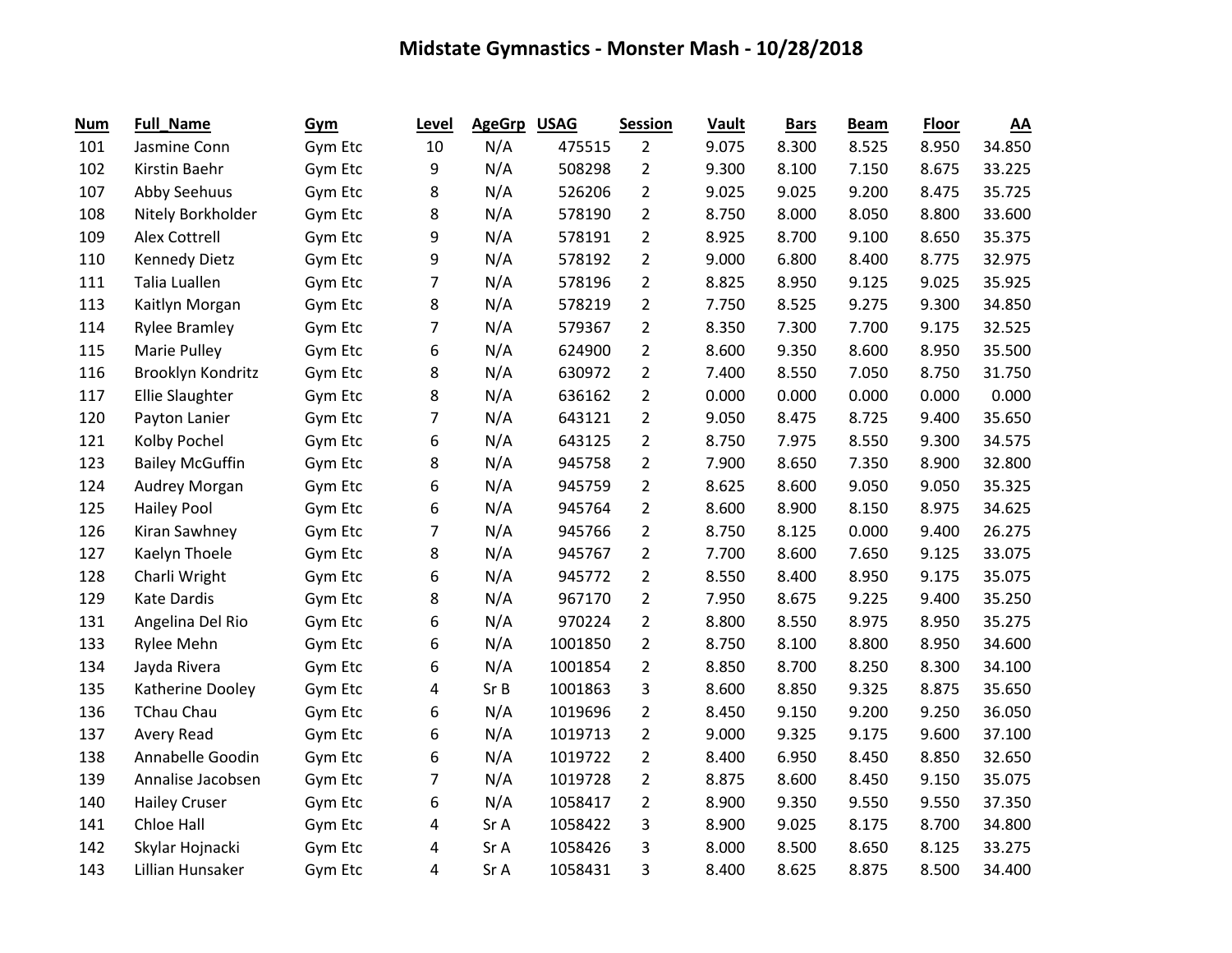# Midstate Gymnastics - Monster Mash - 10/28/2018

| Num | Full_Name | Gym | Level | AgeGrp | USAG | Session | Vault | Bars | Beam | Floor | AA |
|---|---|---|---|---|---|---|---|---|---|---|---|
| 101 | Jasmine Conn | Gym Etc | 10 | N/A | 475515 | 2 | 9.075 | 8.300 | 8.525 | 8.950 | 34.850 |
| 102 | Kirstin Baehr | Gym Etc | 9 | N/A | 508298 | 2 | 9.300 | 8.100 | 7.150 | 8.675 | 33.225 |
| 107 | Abby Seehuus | Gym Etc | 8 | N/A | 526206 | 2 | 9.025 | 9.025 | 9.200 | 8.475 | 35.725 |
| 108 | Nitely Borkholder | Gym Etc | 8 | N/A | 578190 | 2 | 8.750 | 8.000 | 8.050 | 8.800 | 33.600 |
| 109 | Alex Cottrell | Gym Etc | 9 | N/A | 578191 | 2 | 8.925 | 8.700 | 9.100 | 8.650 | 35.375 |
| 110 | Kennedy Dietz | Gym Etc | 9 | N/A | 578192 | 2 | 9.000 | 6.800 | 8.400 | 8.775 | 32.975 |
| 111 | Talia Luallen | Gym Etc | 7 | N/A | 578196 | 2 | 8.825 | 8.950 | 9.125 | 9.025 | 35.925 |
| 113 | Kaitlyn Morgan | Gym Etc | 8 | N/A | 578219 | 2 | 7.750 | 8.525 | 9.275 | 9.300 | 34.850 |
| 114 | Rylee Bramley | Gym Etc | 7 | N/A | 579367 | 2 | 8.350 | 7.300 | 7.700 | 9.175 | 32.525 |
| 115 | Marie Pulley | Gym Etc | 6 | N/A | 624900 | 2 | 8.600 | 9.350 | 8.600 | 8.950 | 35.500 |
| 116 | Brooklyn Kondritz | Gym Etc | 8 | N/A | 630972 | 2 | 7.400 | 8.550 | 7.050 | 8.750 | 31.750 |
| 117 | Ellie Slaughter | Gym Etc | 8 | N/A | 636162 | 2 | 0.000 | 0.000 | 0.000 | 0.000 | 0.000 |
| 120 | Payton Lanier | Gym Etc | 7 | N/A | 643121 | 2 | 9.050 | 8.475 | 8.725 | 9.400 | 35.650 |
| 121 | Kolby Pochel | Gym Etc | 6 | N/A | 643125 | 2 | 8.750 | 7.975 | 8.550 | 9.300 | 34.575 |
| 123 | Bailey McGuffin | Gym Etc | 8 | N/A | 945758 | 2 | 7.900 | 8.650 | 7.350 | 8.900 | 32.800 |
| 124 | Audrey Morgan | Gym Etc | 6 | N/A | 945759 | 2 | 8.625 | 8.600 | 9.050 | 9.050 | 35.325 |
| 125 | Hailey Pool | Gym Etc | 6 | N/A | 945764 | 2 | 8.600 | 8.900 | 8.150 | 8.975 | 34.625 |
| 126 | Kiran Sawhney | Gym Etc | 7 | N/A | 945766 | 2 | 8.750 | 8.125 | 0.000 | 9.400 | 26.275 |
| 127 | Kaelyn Thoele | Gym Etc | 8 | N/A | 945767 | 2 | 7.700 | 8.600 | 7.650 | 9.125 | 33.075 |
| 128 | Charli Wright | Gym Etc | 6 | N/A | 945772 | 2 | 8.550 | 8.400 | 8.950 | 9.175 | 35.075 |
| 129 | Kate Dardis | Gym Etc | 8 | N/A | 967170 | 2 | 7.950 | 8.675 | 9.225 | 9.400 | 35.250 |
| 131 | Angelina Del Rio | Gym Etc | 6 | N/A | 970224 | 2 | 8.800 | 8.550 | 8.975 | 8.950 | 35.275 |
| 133 | Rylee Mehn | Gym Etc | 6 | N/A | 1001850 | 2 | 8.750 | 8.100 | 8.800 | 8.950 | 34.600 |
| 134 | Jayda Rivera | Gym Etc | 6 | N/A | 1001854 | 2 | 8.850 | 8.700 | 8.250 | 8.300 | 34.100 |
| 135 | Katherine Dooley | Gym Etc | 4 | Sr B | 1001863 | 3 | 8.600 | 8.850 | 9.325 | 8.875 | 35.650 |
| 136 | TChau Chau | Gym Etc | 6 | N/A | 1019696 | 2 | 8.450 | 9.150 | 9.200 | 9.250 | 36.050 |
| 137 | Avery Read | Gym Etc | 6 | N/A | 1019713 | 2 | 9.000 | 9.325 | 9.175 | 9.600 | 37.100 |
| 138 | Annabelle Goodin | Gym Etc | 6 | N/A | 1019722 | 2 | 8.400 | 6.950 | 8.450 | 8.850 | 32.650 |
| 139 | Annalise Jacobsen | Gym Etc | 7 | N/A | 1019728 | 2 | 8.875 | 8.600 | 8.450 | 9.150 | 35.075 |
| 140 | Hailey Cruser | Gym Etc | 6 | N/A | 1058417 | 2 | 8.900 | 9.350 | 9.550 | 9.550 | 37.350 |
| 141 | Chloe Hall | Gym Etc | 4 | Sr A | 1058422 | 3 | 8.900 | 9.025 | 8.175 | 8.700 | 34.800 |
| 142 | Skylar Hojnacki | Gym Etc | 4 | Sr A | 1058426 | 3 | 8.000 | 8.500 | 8.650 | 8.125 | 33.275 |
| 143 | Lillian Hunsaker | Gym Etc | 4 | Sr A | 1058431 | 3 | 8.400 | 8.625 | 8.875 | 8.500 | 34.400 |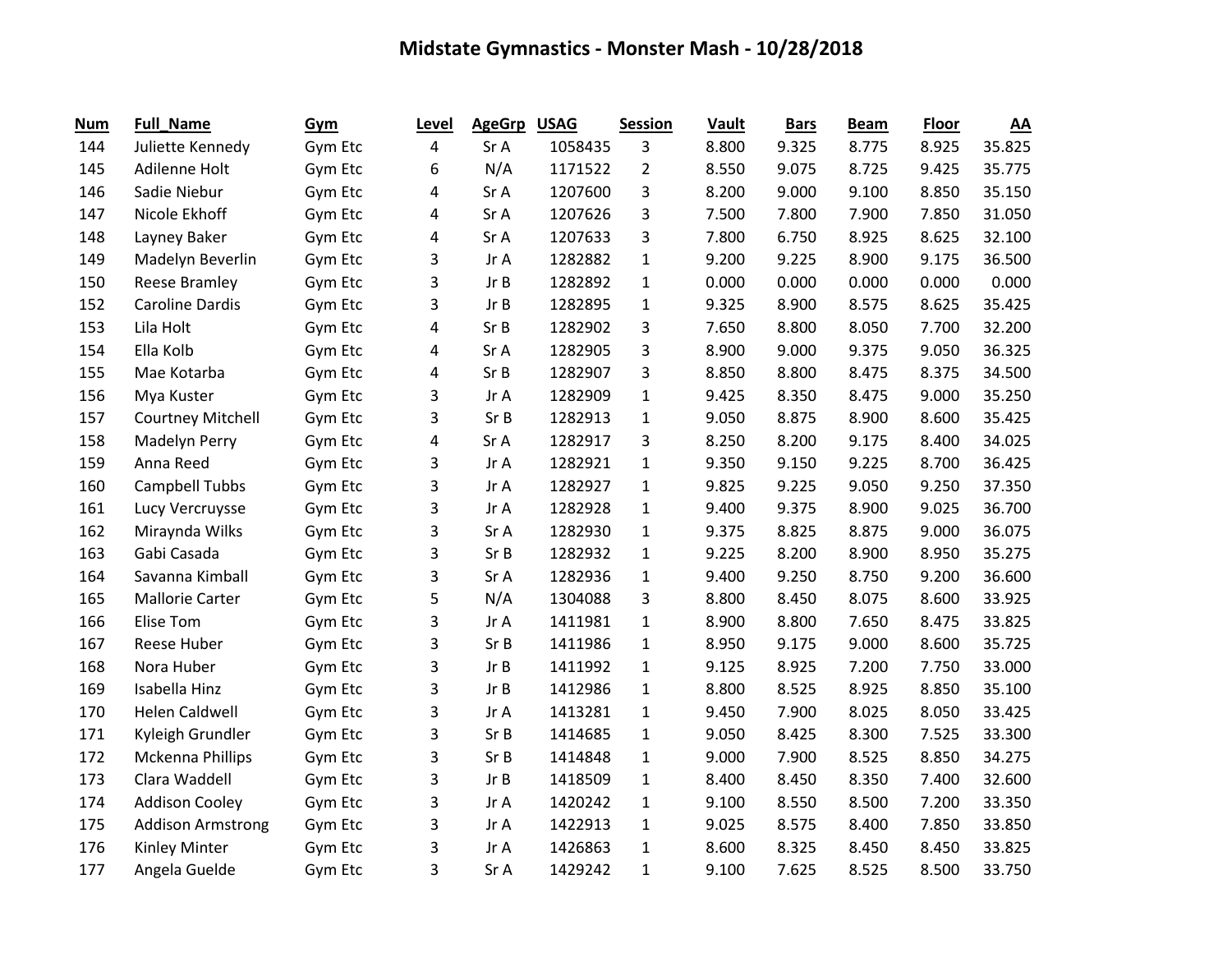# Midstate Gymnastics - Monster Mash - 10/28/2018

| Num | Full_Name | Gym | Level | AgeGrp | USAG | Session | Vault | Bars | Beam | Floor | AA |
|---|---|---|---|---|---|---|---|---|---|---|---|
| 144 | Juliette Kennedy | Gym Etc | 4 | Sr A | 1058435 | 3 | 8.800 | 9.325 | 8.775 | 8.925 | 35.825 |
| 145 | Adilenne Holt | Gym Etc | 6 | N/A | 1171522 | 2 | 8.550 | 9.075 | 8.725 | 9.425 | 35.775 |
| 146 | Sadie Niebur | Gym Etc | 4 | Sr A | 1207600 | 3 | 8.200 | 9.000 | 9.100 | 8.850 | 35.150 |
| 147 | Nicole Ekhoff | Gym Etc | 4 | Sr A | 1207626 | 3 | 7.500 | 7.800 | 7.900 | 7.850 | 31.050 |
| 148 | Layney Baker | Gym Etc | 4 | Sr A | 1207633 | 3 | 7.800 | 6.750 | 8.925 | 8.625 | 32.100 |
| 149 | Madelyn Beverlin | Gym Etc | 3 | Jr A | 1282882 | 1 | 9.200 | 9.225 | 8.900 | 9.175 | 36.500 |
| 150 | Reese Bramley | Gym Etc | 3 | Jr B | 1282892 | 1 | 0.000 | 0.000 | 0.000 | 0.000 | 0.000 |
| 152 | Caroline Dardis | Gym Etc | 3 | Jr B | 1282895 | 1 | 9.325 | 8.900 | 8.575 | 8.625 | 35.425 |
| 153 | Lila Holt | Gym Etc | 4 | Sr B | 1282902 | 3 | 7.650 | 8.800 | 8.050 | 7.700 | 32.200 |
| 154 | Ella Kolb | Gym Etc | 4 | Sr A | 1282905 | 3 | 8.900 | 9.000 | 9.375 | 9.050 | 36.325 |
| 155 | Mae Kotarba | Gym Etc | 4 | Sr B | 1282907 | 3 | 8.850 | 8.800 | 8.475 | 8.375 | 34.500 |
| 156 | Mya Kuster | Gym Etc | 3 | Jr A | 1282909 | 1 | 9.425 | 8.350 | 8.475 | 9.000 | 35.250 |
| 157 | Courtney Mitchell | Gym Etc | 3 | Sr B | 1282913 | 1 | 9.050 | 8.875 | 8.900 | 8.600 | 35.425 |
| 158 | Madelyn Perry | Gym Etc | 4 | Sr A | 1282917 | 3 | 8.250 | 8.200 | 9.175 | 8.400 | 34.025 |
| 159 | Anna Reed | Gym Etc | 3 | Jr A | 1282921 | 1 | 9.350 | 9.150 | 9.225 | 8.700 | 36.425 |
| 160 | Campbell Tubbs | Gym Etc | 3 | Jr A | 1282927 | 1 | 9.825 | 9.225 | 9.050 | 9.250 | 37.350 |
| 161 | Lucy Vercruysse | Gym Etc | 3 | Jr A | 1282928 | 1 | 9.400 | 9.375 | 8.900 | 9.025 | 36.700 |
| 162 | Miraynda Wilks | Gym Etc | 3 | Sr A | 1282930 | 1 | 9.375 | 8.825 | 8.875 | 9.000 | 36.075 |
| 163 | Gabi Casada | Gym Etc | 3 | Sr B | 1282932 | 1 | 9.225 | 8.200 | 8.900 | 8.950 | 35.275 |
| 164 | Savanna Kimball | Gym Etc | 3 | Sr A | 1282936 | 1 | 9.400 | 9.250 | 8.750 | 9.200 | 36.600 |
| 165 | Mallorie Carter | Gym Etc | 5 | N/A | 1304088 | 3 | 8.800 | 8.450 | 8.075 | 8.600 | 33.925 |
| 166 | Elise Tom | Gym Etc | 3 | Jr A | 1411981 | 1 | 8.900 | 8.800 | 7.650 | 8.475 | 33.825 |
| 167 | Reese Huber | Gym Etc | 3 | Sr B | 1411986 | 1 | 8.950 | 9.175 | 9.000 | 8.600 | 35.725 |
| 168 | Nora Huber | Gym Etc | 3 | Jr B | 1411992 | 1 | 9.125 | 8.925 | 7.200 | 7.750 | 33.000 |
| 169 | Isabella Hinz | Gym Etc | 3 | Jr B | 1412986 | 1 | 8.800 | 8.525 | 8.925 | 8.850 | 35.100 |
| 170 | Helen Caldwell | Gym Etc | 3 | Jr A | 1413281 | 1 | 9.450 | 7.900 | 8.025 | 8.050 | 33.425 |
| 171 | Kyleigh Grundler | Gym Etc | 3 | Sr B | 1414685 | 1 | 9.050 | 8.425 | 8.300 | 7.525 | 33.300 |
| 172 | Mckenna Phillips | Gym Etc | 3 | Sr B | 1414848 | 1 | 9.000 | 7.900 | 8.525 | 8.850 | 34.275 |
| 173 | Clara Waddell | Gym Etc | 3 | Jr B | 1418509 | 1 | 8.400 | 8.450 | 8.350 | 7.400 | 32.600 |
| 174 | Addison Cooley | Gym Etc | 3 | Jr A | 1420242 | 1 | 9.100 | 8.550 | 8.500 | 7.200 | 33.350 |
| 175 | Addison Armstrong | Gym Etc | 3 | Jr A | 1422913 | 1 | 9.025 | 8.575 | 8.400 | 7.850 | 33.850 |
| 176 | Kinley Minter | Gym Etc | 3 | Jr A | 1426863 | 1 | 8.600 | 8.325 | 8.450 | 8.450 | 33.825 |
| 177 | Angela Guelde | Gym Etc | 3 | Sr A | 1429242 | 1 | 9.100 | 7.625 | 8.525 | 8.500 | 33.750 |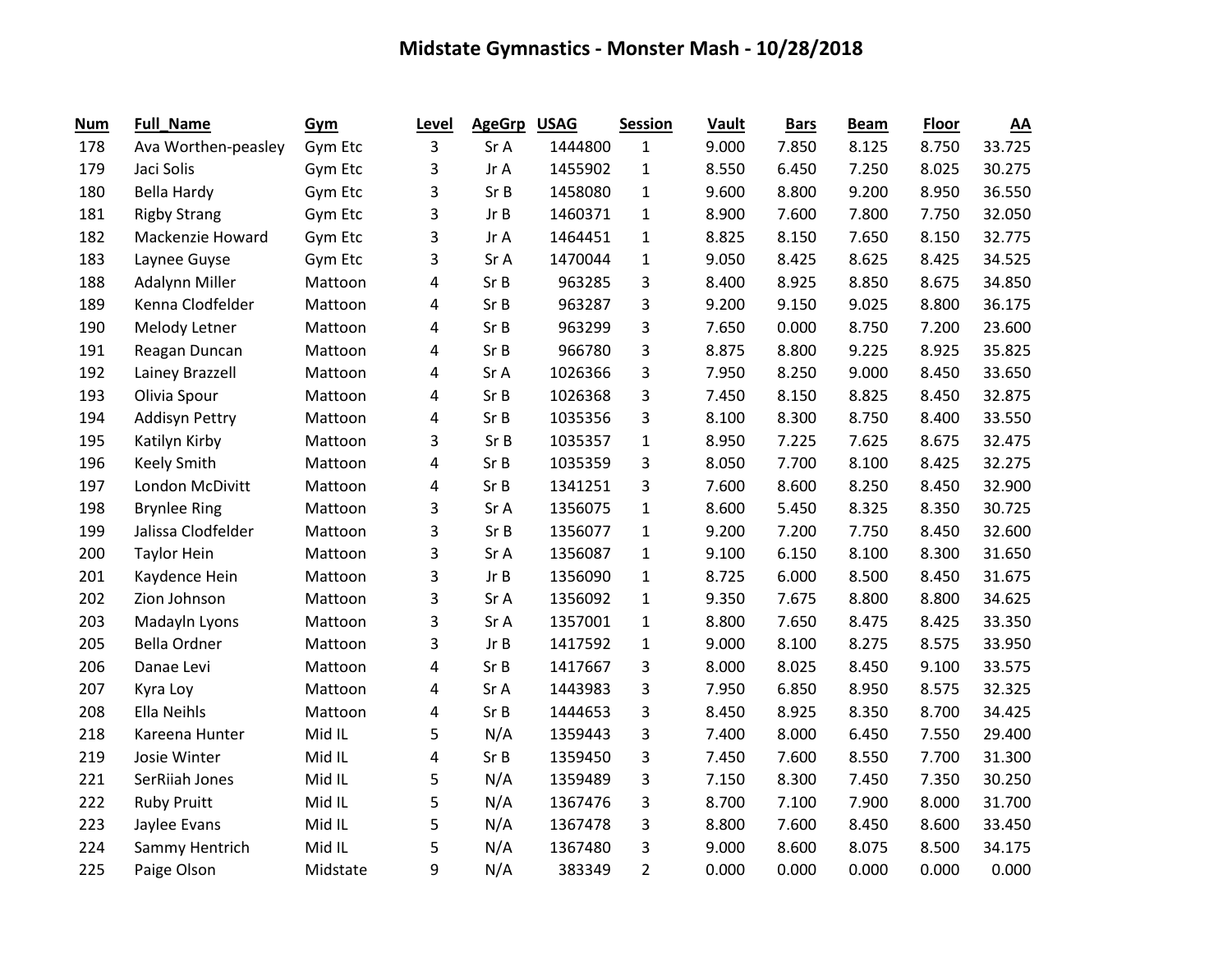# Midstate Gymnastics - Monster Mash - 10/28/2018

| Num | Full_Name | Gym | Level | AgeGrp | USAG | Session | Vault | Bars | Beam | Floor | AA |
|---|---|---|---|---|---|---|---|---|---|---|---|
| 178 | Ava Worthen-peasley | Gym Etc | 3 | Sr A | 1444800 | 1 | 9.000 | 7.850 | 8.125 | 8.750 | 33.725 |
| 179 | Jaci Solis | Gym Etc | 3 | Jr A | 1455902 | 1 | 8.550 | 6.450 | 7.250 | 8.025 | 30.275 |
| 180 | Bella Hardy | Gym Etc | 3 | Sr B | 1458080 | 1 | 9.600 | 8.800 | 9.200 | 8.950 | 36.550 |
| 181 | Rigby Strang | Gym Etc | 3 | Jr B | 1460371 | 1 | 8.900 | 7.600 | 7.800 | 7.750 | 32.050 |
| 182 | Mackenzie Howard | Gym Etc | 3 | Jr A | 1464451 | 1 | 8.825 | 8.150 | 7.650 | 8.150 | 32.775 |
| 183 | Laynee Guyse | Gym Etc | 3 | Sr A | 1470044 | 1 | 9.050 | 8.425 | 8.625 | 8.425 | 34.525 |
| 188 | Adalynn Miller | Mattoon | 4 | Sr B | 963285 | 3 | 8.400 | 8.925 | 8.850 | 8.675 | 34.850 |
| 189 | Kenna Clodfelder | Mattoon | 4 | Sr B | 963287 | 3 | 9.200 | 9.150 | 9.025 | 8.800 | 36.175 |
| 190 | Melody Letner | Mattoon | 4 | Sr B | 963299 | 3 | 7.650 | 0.000 | 8.750 | 7.200 | 23.600 |
| 191 | Reagan Duncan | Mattoon | 4 | Sr B | 966780 | 3 | 8.875 | 8.800 | 9.225 | 8.925 | 35.825 |
| 192 | Lainey Brazzell | Mattoon | 4 | Sr A | 1026366 | 3 | 7.950 | 8.250 | 9.000 | 8.450 | 33.650 |
| 193 | Olivia Spour | Mattoon | 4 | Sr B | 1026368 | 3 | 7.450 | 8.150 | 8.825 | 8.450 | 32.875 |
| 194 | Addisyn Pettry | Mattoon | 4 | Sr B | 1035356 | 3 | 8.100 | 8.300 | 8.750 | 8.400 | 33.550 |
| 195 | Katilyn Kirby | Mattoon | 3 | Sr B | 1035357 | 1 | 8.950 | 7.225 | 7.625 | 8.675 | 32.475 |
| 196 | Keely Smith | Mattoon | 4 | Sr B | 1035359 | 3 | 8.050 | 7.700 | 8.100 | 8.425 | 32.275 |
| 197 | London McDivitt | Mattoon | 4 | Sr B | 1341251 | 3 | 7.600 | 8.600 | 8.250 | 8.450 | 32.900 |
| 198 | Brynlee Ring | Mattoon | 3 | Sr A | 1356075 | 1 | 8.600 | 5.450 | 8.325 | 8.350 | 30.725 |
| 199 | Jalissa Clodfelder | Mattoon | 3 | Sr B | 1356077 | 1 | 9.200 | 7.200 | 7.750 | 8.450 | 32.600 |
| 200 | Taylor Hein | Mattoon | 3 | Sr A | 1356087 | 1 | 9.100 | 6.150 | 8.100 | 8.300 | 31.650 |
| 201 | Kaydence Hein | Mattoon | 3 | Jr B | 1356090 | 1 | 8.725 | 6.000 | 8.500 | 8.450 | 31.675 |
| 202 | Zion Johnson | Mattoon | 3 | Sr A | 1356092 | 1 | 9.350 | 7.675 | 8.800 | 8.800 | 34.625 |
| 203 | Madayln Lyons | Mattoon | 3 | Sr A | 1357001 | 1 | 8.800 | 7.650 | 8.475 | 8.425 | 33.350 |
| 205 | Bella Ordner | Mattoon | 3 | Jr B | 1417592 | 1 | 9.000 | 8.100 | 8.275 | 8.575 | 33.950 |
| 206 | Danae Levi | Mattoon | 4 | Sr B | 1417667 | 3 | 8.000 | 8.025 | 8.450 | 9.100 | 33.575 |
| 207 | Kyra Loy | Mattoon | 4 | Sr A | 1443983 | 3 | 7.950 | 6.850 | 8.950 | 8.575 | 32.325 |
| 208 | Ella Neihls | Mattoon | 4 | Sr B | 1444653 | 3 | 8.450 | 8.925 | 8.350 | 8.700 | 34.425 |
| 218 | Kareena Hunter | Mid IL | 5 | N/A | 1359443 | 3 | 7.400 | 8.000 | 6.450 | 7.550 | 29.400 |
| 219 | Josie Winter | Mid IL | 4 | Sr B | 1359450 | 3 | 7.450 | 7.600 | 8.550 | 7.700 | 31.300 |
| 221 | SerRiiah Jones | Mid IL | 5 | N/A | 1359489 | 3 | 7.150 | 8.300 | 7.450 | 7.350 | 30.250 |
| 222 | Ruby Pruitt | Mid IL | 5 | N/A | 1367476 | 3 | 8.700 | 7.100 | 7.900 | 8.000 | 31.700 |
| 223 | Jaylee Evans | Mid IL | 5 | N/A | 1367478 | 3 | 8.800 | 7.600 | 8.450 | 8.600 | 33.450 |
| 224 | Sammy Hentrich | Mid IL | 5 | N/A | 1367480 | 3 | 9.000 | 8.600 | 8.075 | 8.500 | 34.175 |
| 225 | Paige Olson | Midstate | 9 | N/A | 383349 | 2 | 0.000 | 0.000 | 0.000 | 0.000 | 0.000 |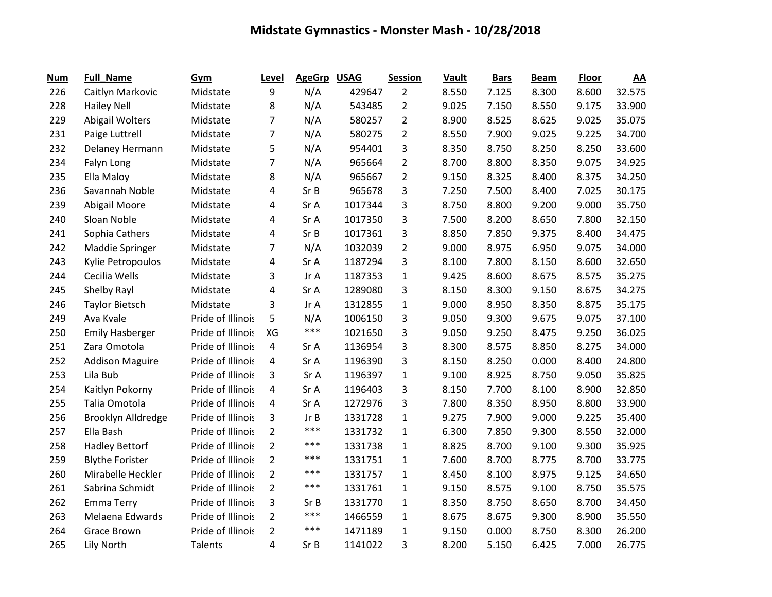# Midstate Gymnastics - Monster Mash - 10/28/2018

| Num | Full_Name | Gym | Level | AgeGrp | USAG | Session | Vault | Bars | Beam | Floor | AA |
|---|---|---|---|---|---|---|---|---|---|---|---|
| 226 | Caitlyn Markovic | Midstate | 9 | N/A | 429647 | 2 | 8.550 | 7.125 | 8.300 | 8.600 | 32.575 |
| 228 | Hailey Nell | Midstate | 8 | N/A | 543485 | 2 | 9.025 | 7.150 | 8.550 | 9.175 | 33.900 |
| 229 | Abigail Wolters | Midstate | 7 | N/A | 580257 | 2 | 8.900 | 8.525 | 8.625 | 9.025 | 35.075 |
| 231 | Paige Luttrell | Midstate | 7 | N/A | 580275 | 2 | 8.550 | 7.900 | 9.025 | 9.225 | 34.700 |
| 232 | Delaney Hermann | Midstate | 5 | N/A | 954401 | 3 | 8.350 | 8.750 | 8.250 | 8.250 | 33.600 |
| 234 | Falyn Long | Midstate | 7 | N/A | 965664 | 2 | 8.700 | 8.800 | 8.350 | 9.075 | 34.925 |
| 235 | Ella Maloy | Midstate | 8 | N/A | 965667 | 2 | 9.150 | 8.325 | 8.400 | 8.375 | 34.250 |
| 236 | Savannah Noble | Midstate | 4 | Sr B | 965678 | 3 | 7.250 | 7.500 | 8.400 | 7.025 | 30.175 |
| 239 | Abigail Moore | Midstate | 4 | Sr A | 1017344 | 3 | 8.750 | 8.800 | 9.200 | 9.000 | 35.750 |
| 240 | Sloan Noble | Midstate | 4 | Sr A | 1017350 | 3 | 7.500 | 8.200 | 8.650 | 7.800 | 32.150 |
| 241 | Sophia Cathers | Midstate | 4 | Sr B | 1017361 | 3 | 8.850 | 7.850 | 9.375 | 8.400 | 34.475 |
| 242 | Maddie Springer | Midstate | 7 | N/A | 1032039 | 2 | 9.000 | 8.975 | 6.950 | 9.075 | 34.000 |
| 243 | Kylie Petropoulos | Midstate | 4 | Sr A | 1187294 | 3 | 8.100 | 7.800 | 8.150 | 8.600 | 32.650 |
| 244 | Cecilia Wells | Midstate | 3 | Jr A | 1187353 | 1 | 9.425 | 8.600 | 8.675 | 8.575 | 35.275 |
| 245 | Shelby Rayl | Midstate | 4 | Sr A | 1289080 | 3 | 8.150 | 8.300 | 9.150 | 8.675 | 34.275 |
| 246 | Taylor Bietsch | Midstate | 3 | Jr A | 1312855 | 1 | 9.000 | 8.950 | 8.350 | 8.875 | 35.175 |
| 249 | Ava Kvale | Pride of Illinois | 5 | N/A | 1006150 | 3 | 9.050 | 9.300 | 9.675 | 9.075 | 37.100 |
| 250 | Emily Hasberger | Pride of Illinois | XG | *** | 1021650 | 3 | 9.050 | 9.250 | 8.475 | 9.250 | 36.025 |
| 251 | Zara Omotola | Pride of Illinois | 4 | Sr A | 1136954 | 3 | 8.300 | 8.575 | 8.850 | 8.275 | 34.000 |
| 252 | Addison Maguire | Pride of Illinois | 4 | Sr A | 1196390 | 3 | 8.150 | 8.250 | 0.000 | 8.400 | 24.800 |
| 253 | Lila Bub | Pride of Illinois | 3 | Sr A | 1196397 | 1 | 9.100 | 8.925 | 8.750 | 9.050 | 35.825 |
| 254 | Kaitlyn Pokorny | Pride of Illinois | 4 | Sr A | 1196403 | 3 | 8.150 | 7.700 | 8.100 | 8.900 | 32.850 |
| 255 | Talia Omotola | Pride of Illinois | 4 | Sr A | 1272976 | 3 | 7.800 | 8.350 | 8.950 | 8.800 | 33.900 |
| 256 | Brooklyn Alldredge | Pride of Illinois | 3 | Jr B | 1331728 | 1 | 9.275 | 7.900 | 9.000 | 9.225 | 35.400 |
| 257 | Ella Bash | Pride of Illinois | 2 | *** | 1331732 | 1 | 6.300 | 7.850 | 9.300 | 8.550 | 32.000 |
| 258 | Hadley Bettorf | Pride of Illinois | 2 | *** | 1331738 | 1 | 8.825 | 8.700 | 9.100 | 9.300 | 35.925 |
| 259 | Blythe Forister | Pride of Illinois | 2 | *** | 1331751 | 1 | 7.600 | 8.700 | 8.775 | 8.700 | 33.775 |
| 260 | Mirabelle Heckler | Pride of Illinois | 2 | *** | 1331757 | 1 | 8.450 | 8.100 | 8.975 | 9.125 | 34.650 |
| 261 | Sabrina Schmidt | Pride of Illinois | 2 | *** | 1331761 | 1 | 9.150 | 8.575 | 9.100 | 8.750 | 35.575 |
| 262 | Emma Terry | Pride of Illinois | 3 | Sr B | 1331770 | 1 | 8.350 | 8.750 | 8.650 | 8.700 | 34.450 |
| 263 | Melaena Edwards | Pride of Illinois | 2 | *** | 1466559 | 1 | 8.675 | 8.675 | 9.300 | 8.900 | 35.550 |
| 264 | Grace Brown | Pride of Illinois | 2 | *** | 1471189 | 1 | 9.150 | 0.000 | 8.750 | 8.300 | 26.200 |
| 265 | Lily North | Talents | 4 | Sr B | 1141022 | 3 | 8.200 | 5.150 | 6.425 | 7.000 | 26.775 |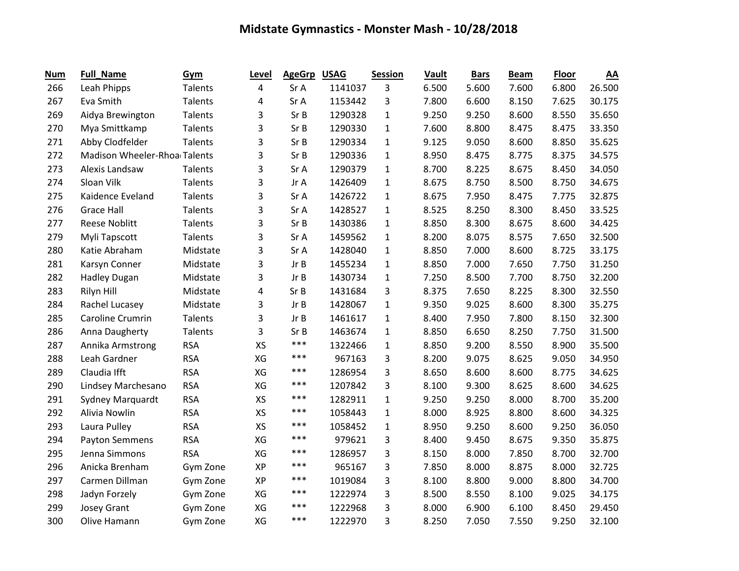# Midstate Gymnastics - Monster Mash - 10/28/2018

| Num | Full_Name | Gym | Level | AgeGrp | USAG | Session | Vault | Bars | Beam | Floor | AA |
|---|---|---|---|---|---|---|---|---|---|---|---|
| 266 | Leah Phipps | Talents | 4 | Sr A | 1141037 | 3 | 6.500 | 5.600 | 7.600 | 6.800 | 26.500 |
| 267 | Eva Smith | Talents | 4 | Sr A | 1153442 | 3 | 7.800 | 6.600 | 8.150 | 7.625 | 30.175 |
| 269 | Aidya Brewington | Talents | 3 | Sr B | 1290328 | 1 | 9.250 | 9.250 | 8.600 | 8.550 | 35.650 |
| 270 | Mya Smittkamp | Talents | 3 | Sr B | 1290330 | 1 | 7.600 | 8.800 | 8.475 | 8.475 | 33.350 |
| 271 | Abby Clodfelder | Talents | 3 | Sr B | 1290334 | 1 | 9.125 | 9.050 | 8.600 | 8.850 | 35.625 |
| 272 | Madison Wheeler-Rhoa | Talents | 3 | Sr B | 1290336 | 1 | 8.950 | 8.475 | 8.775 | 8.375 | 34.575 |
| 273 | Alexis Landsaw | Talents | 3 | Sr A | 1290379 | 1 | 8.700 | 8.225 | 8.675 | 8.450 | 34.050 |
| 274 | Sloan Vilk | Talents | 3 | Jr A | 1426409 | 1 | 8.675 | 8.750 | 8.500 | 8.750 | 34.675 |
| 275 | Kaidence Eveland | Talents | 3 | Sr A | 1426722 | 1 | 8.675 | 7.950 | 8.475 | 7.775 | 32.875 |
| 276 | Grace Hall | Talents | 3 | Sr A | 1428527 | 1 | 8.525 | 8.250 | 8.300 | 8.450 | 33.525 |
| 277 | Reese Noblitt | Talents | 3 | Sr B | 1430386 | 1 | 8.850 | 8.300 | 8.675 | 8.600 | 34.425 |
| 279 | Myli Tapscott | Talents | 3 | Sr A | 1459562 | 1 | 8.200 | 8.075 | 8.575 | 7.650 | 32.500 |
| 280 | Katie Abraham | Midstate | 3 | Sr A | 1428040 | 1 | 8.850 | 7.000 | 8.600 | 8.725 | 33.175 |
| 281 | Karsyn Conner | Midstate | 3 | Jr B | 1455234 | 1 | 8.850 | 7.000 | 7.650 | 7.750 | 31.250 |
| 282 | Hadley Dugan | Midstate | 3 | Jr B | 1430734 | 1 | 7.250 | 8.500 | 7.700 | 8.750 | 32.200 |
| 283 | Rilyn Hill | Midstate | 4 | Sr B | 1431684 | 3 | 8.375 | 7.650 | 8.225 | 8.300 | 32.550 |
| 284 | Rachel Lucasey | Midstate | 3 | Jr B | 1428067 | 1 | 9.350 | 9.025 | 8.600 | 8.300 | 35.275 |
| 285 | Caroline Crumrin | Talents | 3 | Jr B | 1461617 | 1 | 8.400 | 7.950 | 7.800 | 8.150 | 32.300 |
| 286 | Anna Daugherty | Talents | 3 | Sr B | 1463674 | 1 | 8.850 | 6.650 | 8.250 | 7.750 | 31.500 |
| 287 | Annika Armstrong | RSA | XS | *** | 1322466 | 1 | 8.850 | 9.200 | 8.550 | 8.900 | 35.500 |
| 288 | Leah Gardner | RSA | XG | *** | 967163 | 3 | 8.200 | 9.075 | 8.625 | 9.050 | 34.950 |
| 289 | Claudia Ifft | RSA | XG | *** | 1286954 | 3 | 8.650 | 8.600 | 8.600 | 8.775 | 34.625 |
| 290 | Lindsey Marchesano | RSA | XG | *** | 1207842 | 3 | 8.100 | 9.300 | 8.625 | 8.600 | 34.625 |
| 291 | Sydney Marquardt | RSA | XS | *** | 1282911 | 1 | 9.250 | 9.250 | 8.000 | 8.700 | 35.200 |
| 292 | Alivia Nowlin | RSA | XS | *** | 1058443 | 1 | 8.000 | 8.925 | 8.800 | 8.600 | 34.325 |
| 293 | Laura Pulley | RSA | XS | *** | 1058452 | 1 | 8.950 | 9.250 | 8.600 | 9.250 | 36.050 |
| 294 | Payton Semmens | RSA | XG | *** | 979621 | 3 | 8.400 | 9.450 | 8.675 | 9.350 | 35.875 |
| 295 | Jenna Simmons | RSA | XG | *** | 1286957 | 3 | 8.150 | 8.000 | 7.850 | 8.700 | 32.700 |
| 296 | Anicka Brenham | Gym Zone | XP | *** | 965167 | 3 | 7.850 | 8.000 | 8.875 | 8.000 | 32.725 |
| 297 | Carmen Dillman | Gym Zone | XP | *** | 1019084 | 3 | 8.100 | 8.800 | 9.000 | 8.800 | 34.700 |
| 298 | Jadyn Forzely | Gym Zone | XG | *** | 1222974 | 3 | 8.500 | 8.550 | 8.100 | 9.025 | 34.175 |
| 299 | Josey Grant | Gym Zone | XG | *** | 1222968 | 3 | 8.000 | 6.900 | 6.100 | 8.450 | 29.450 |
| 300 | Olive Hamann | Gym Zone | XG | *** | 1222970 | 3 | 8.250 | 7.050 | 7.550 | 9.250 | 32.100 |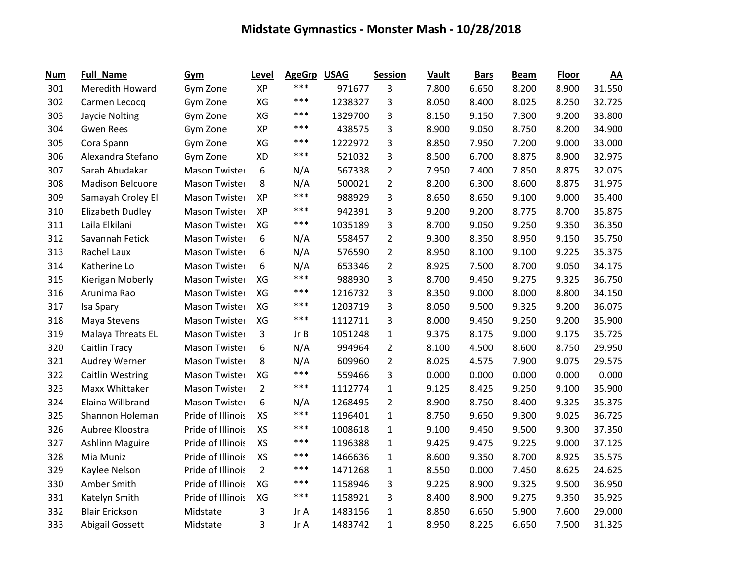# Midstate Gymnastics - Monster Mash - 10/28/2018

| Num | Full_Name | Gym | Level | AgeGrp | USAG | Session | Vault | Bars | Beam | Floor | AA |
|---|---|---|---|---|---|---|---|---|---|---|---|
| 301 | Meredith Howard | Gym Zone | XP | *** | 971677 | 3 | 7.800 | 6.650 | 8.200 | 8.900 | 31.550 |
| 302 | Carmen Lecocq | Gym Zone | XG | *** | 1238327 | 3 | 8.050 | 8.400 | 8.025 | 8.250 | 32.725 |
| 303 | Jaycie Nolting | Gym Zone | XG | *** | 1329700 | 3 | 8.150 | 9.150 | 7.300 | 9.200 | 33.800 |
| 304 | Gwen Rees | Gym Zone | XP | *** | 438575 | 3 | 8.900 | 9.050 | 8.750 | 8.200 | 34.900 |
| 305 | Cora Spann | Gym Zone | XG | *** | 1222972 | 3 | 8.850 | 7.950 | 7.200 | 9.000 | 33.000 |
| 306 | Alexandra Stefano | Gym Zone | XD | *** | 521032 | 3 | 8.500 | 6.700 | 8.875 | 8.900 | 32.975 |
| 307 | Sarah Abudakar | Mason Twister | 6 | N/A | 567338 | 2 | 7.950 | 7.400 | 7.850 | 8.875 | 32.075 |
| 308 | Madison Belcuore | Mason Twister | 8 | N/A | 500021 | 2 | 8.200 | 6.300 | 8.600 | 8.875 | 31.975 |
| 309 | Samayah Croley El | Mason Twister | XP | *** | 988929 | 3 | 8.650 | 8.650 | 9.100 | 9.000 | 35.400 |
| 310 | Elizabeth Dudley | Mason Twister | XP | *** | 942391 | 3 | 9.200 | 9.200 | 8.775 | 8.700 | 35.875 |
| 311 | Laila Elkilani | Mason Twister | XG | *** | 1035189 | 3 | 8.700 | 9.050 | 9.250 | 9.350 | 36.350 |
| 312 | Savannah Fetick | Mason Twister | 6 | N/A | 558457 | 2 | 9.300 | 8.350 | 8.950 | 9.150 | 35.750 |
| 313 | Rachel Laux | Mason Twister | 6 | N/A | 576590 | 2 | 8.950 | 8.100 | 9.100 | 9.225 | 35.375 |
| 314 | Katherine Lo | Mason Twister | 6 | N/A | 653346 | 2 | 8.925 | 7.500 | 8.700 | 9.050 | 34.175 |
| 315 | Kierigan Moberly | Mason Twister | XG | *** | 988930 | 3 | 8.700 | 9.450 | 9.275 | 9.325 | 36.750 |
| 316 | Arunima Rao | Mason Twister | XG | *** | 1216732 | 3 | 8.350 | 9.000 | 8.000 | 8.800 | 34.150 |
| 317 | Isa Spary | Mason Twister | XG | *** | 1203719 | 3 | 8.050 | 9.500 | 9.325 | 9.200 | 36.075 |
| 318 | Maya Stevens | Mason Twister | XG | *** | 1112711 | 3 | 8.000 | 9.450 | 9.250 | 9.200 | 35.900 |
| 319 | Malaya Threats EL | Mason Twister | 3 | Jr B | 1051248 | 1 | 9.375 | 8.175 | 9.000 | 9.175 | 35.725 |
| 320 | Caitlin Tracy | Mason Twister | 6 | N/A | 994964 | 2 | 8.100 | 4.500 | 8.600 | 8.750 | 29.950 |
| 321 | Audrey Werner | Mason Twister | 8 | N/A | 609960 | 2 | 8.025 | 4.575 | 7.900 | 9.075 | 29.575 |
| 322 | Caitlin Westring | Mason Twister | XG | *** | 559466 | 3 | 0.000 | 0.000 | 0.000 | 0.000 | 0.000 |
| 323 | Maxx Whittaker | Mason Twister | 2 | *** | 1112774 | 1 | 9.125 | 8.425 | 9.250 | 9.100 | 35.900 |
| 324 | Elaina Willbrand | Mason Twister | 6 | N/A | 1268495 | 2 | 8.900 | 8.750 | 8.400 | 9.325 | 35.375 |
| 325 | Shannon Holeman | Pride of Illinois | XS | *** | 1196401 | 1 | 8.750 | 9.650 | 9.300 | 9.025 | 36.725 |
| 326 | Aubree Kloostra | Pride of Illinois | XS | *** | 1008618 | 1 | 9.100 | 9.450 | 9.500 | 9.300 | 37.350 |
| 327 | Ashlinn Maguire | Pride of Illinois | XS | *** | 1196388 | 1 | 9.425 | 9.475 | 9.225 | 9.000 | 37.125 |
| 328 | Mia Muniz | Pride of Illinois | XS | *** | 1466636 | 1 | 8.600 | 9.350 | 8.700 | 8.925 | 35.575 |
| 329 | Kaylee Nelson | Pride of Illinois | 2 | *** | 1471268 | 1 | 8.550 | 0.000 | 7.450 | 8.625 | 24.625 |
| 330 | Amber Smith | Pride of Illinois | XG | *** | 1158946 | 3 | 9.225 | 8.900 | 9.325 | 9.500 | 36.950 |
| 331 | Katelyn Smith | Pride of Illinois | XG | *** | 1158921 | 3 | 8.400 | 8.900 | 9.275 | 9.350 | 35.925 |
| 332 | Blair Erickson | Midstate | 3 | Jr A | 1483156 | 1 | 8.850 | 6.650 | 5.900 | 7.600 | 29.000 |
| 333 | Abigail Gossett | Midstate | 3 | Jr A | 1483742 | 1 | 8.950 | 8.225 | 6.650 | 7.500 | 31.325 |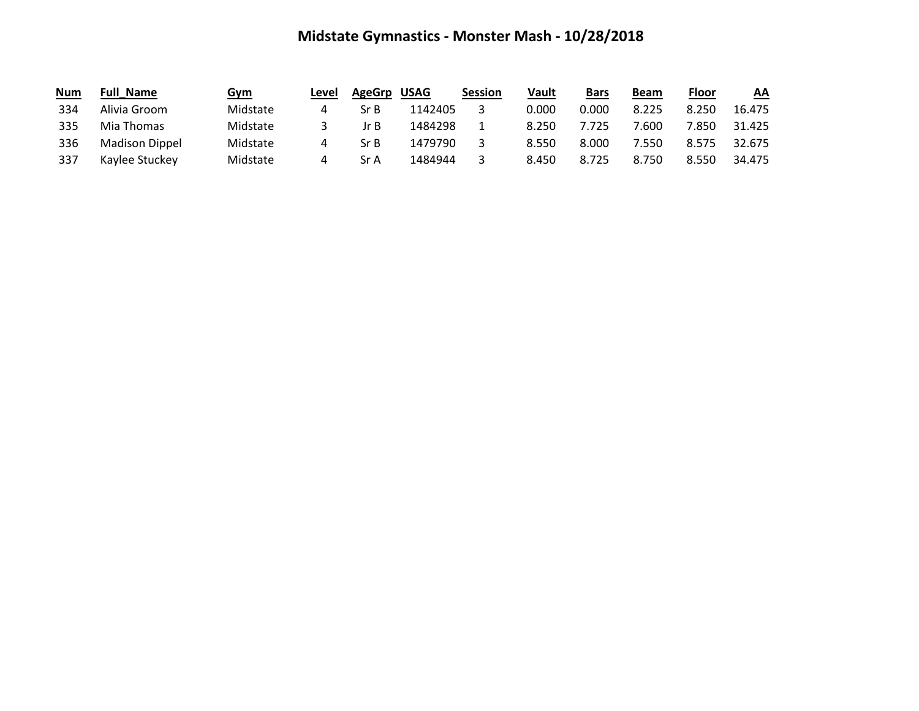# Midstate Gymnastics - Monster Mash - 10/28/2018

| Num | Full_Name | Gym | Level | AgeGrp | USAG | Session | Vault | Bars | Beam | Floor | AA |
|---|---|---|---|---|---|---|---|---|---|---|---|
| 334 | Alivia Groom | Midstate | 4 | Sr B | 1142405 | 3 | 0.000 | 0.000 | 8.225 | 8.250 | 16.475 |
| 335 | Mia Thomas | Midstate | 3 | Jr B | 1484298 | 1 | 8.250 | 7.725 | 7.600 | 7.850 | 31.425 |
| 336 | Madison Dippel | Midstate | 4 | Sr B | 1479790 | 3 | 8.550 | 8.000 | 7.550 | 8.575 | 32.675 |
| 337 | Kaylee Stuckey | Midstate | 4 | Sr A | 1484944 | 3 | 8.450 | 8.725 | 8.750 | 8.550 | 34.475 |